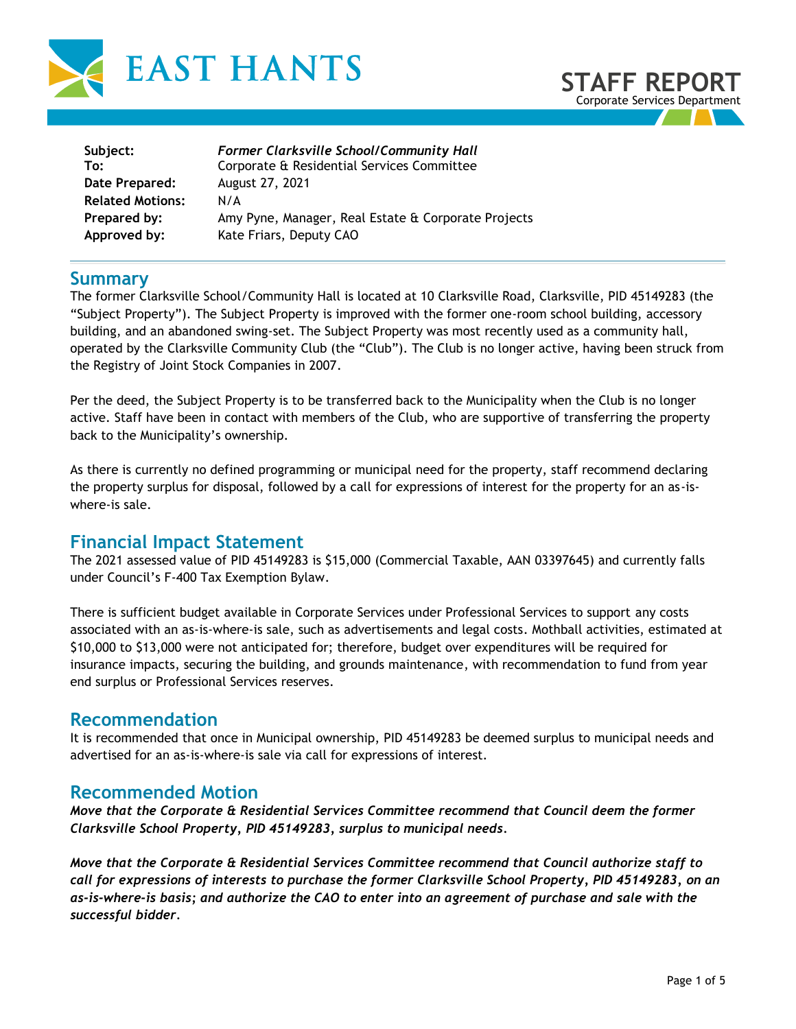# STAFF REPORT

Corporate Services Department

| | |
|---|---|
| **Subject:** | ***Former Clarksville School/Community Hall*** |
| **To:** | Corporate & Residential Services Committee |
| **Date Prepared:** | August 27, 2021 |
| **Related Motions:** | N/A |
| **Prepared by:** | Amy Pyne, Manager, Real Estate & Corporate Projects |
| **Approved by:** | Kate Friars, Deputy CAO |

## Summary

The former Clarksville School/Community Hall is located at 10 Clarksville Road, Clarksville, PID 45149283 (the "Subject Property"). The Subject Property is improved with the former one-room school building, accessory building, and an abandoned swing-set. The Subject Property was most recently used as a community hall, operated by the Clarksville Community Club (the "Club"). The Club is no longer active, having been struck from the Registry of Joint Stock Companies in 2007.

Per the deed, the Subject Property is to be transferred back to the Municipality when the Club is no longer active. Staff have been in contact with members of the Club, who are supportive of transferring the property back to the Municipality's ownership.

As there is currently no defined programming or municipal need for the property, staff recommend declaring the property surplus for disposal, followed by a call for expressions of interest for the property for an as-is-where-is sale.

## Financial Impact Statement

The 2021 assessed value of PID 45149283 is $15,000 (Commercial Taxable, AAN 03397645) and currently falls under Council's F-400 Tax Exemption Bylaw.

There is sufficient budget available in Corporate Services under Professional Services to support any costs associated with an as-is-where-is sale, such as advertisements and legal costs. Mothball activities, estimated at $10,000 to $13,000 were not anticipated for; therefore, budget over expenditures will be required for insurance impacts, securing the building, and grounds maintenance, with recommendation to fund from year end surplus or Professional Services reserves.

## Recommendation

It is recommended that once in Municipal ownership, PID 45149283 be deemed surplus to municipal needs and advertised for an as-is-where-is sale via call for expressions of interest.

## Recommended Motion

***Move that the Corporate & Residential Services Committee recommend that Council deem the former Clarksville School Property, PID 45149283, surplus to municipal needs.***

***Move that the Corporate & Residential Services Committee recommend that Council authorize staff to call for expressions of interests to purchase the former Clarksville School Property, PID 45149283, on an as-is-where-is basis; and authorize the CAO to enter into an agreement of purchase and sale with the successful bidder.***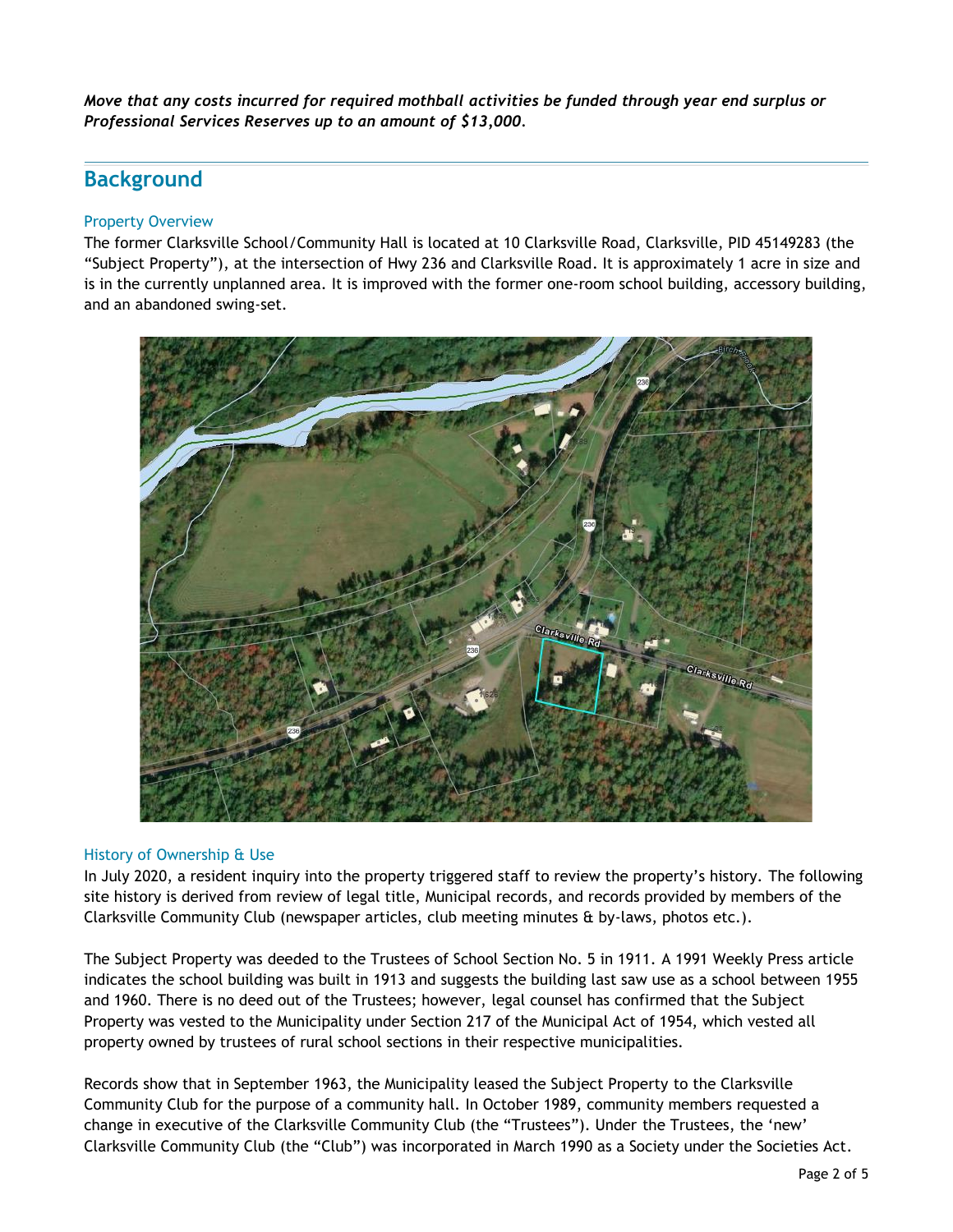*Move that any costs incurred for required mothball activities be funded through year end surplus or Professional Services Reserves up to an amount of $13,000.*

## Background

### Property Overview

The former Clarksville School/Community Hall is located at 10 Clarksville Road, Clarksville, PID 45149283 (the "Subject Property"), at the intersection of Hwy 236 and Clarksville Road. It is approximately 1 acre in size and is in the currently unplanned area. It is improved with the former one-room school building, accessory building, and an abandoned swing-set.

### History of Ownership & Use

In July 2020, a resident inquiry into the property triggered staff to review the property's history. The following site history is derived from review of legal title, Municipal records, and records provided by members of the Clarksville Community Club (newspaper articles, club meeting minutes & by-laws, photos etc.).

The Subject Property was deeded to the Trustees of School Section No. 5 in 1911. A 1991 Weekly Press article indicates the school building was built in 1913 and suggests the building last saw use as a school between 1955 and 1960. There is no deed out of the Trustees; however, legal counsel has confirmed that the Subject Property was vested to the Municipality under Section 217 of the Municipal Act of 1954, which vested all property owned by trustees of rural school sections in their respective municipalities.

Records show that in September 1963, the Municipality leased the Subject Property to the Clarksville Community Club for the purpose of a community hall. In October 1989, community members requested a change in executive of the Clarksville Community Club (the "Trustees"). Under the Trustees, the 'new' Clarksville Community Club (the "Club") was incorporated in March 1990 as a Society under the Societies Act.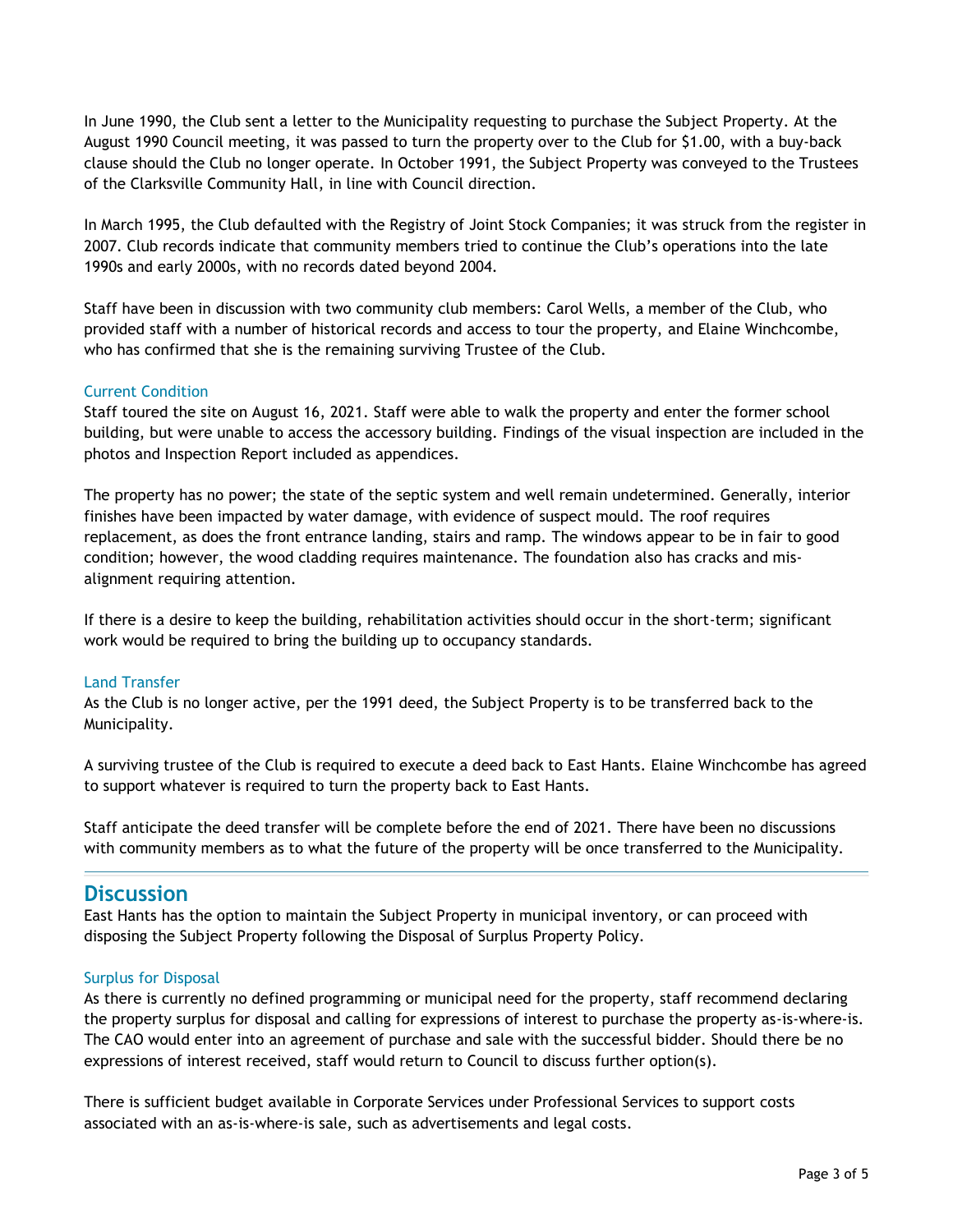In June 1990, the Club sent a letter to the Municipality requesting to purchase the Subject Property. At the August 1990 Council meeting, it was passed to turn the property over to the Club for $1.00, with a buy-back clause should the Club no longer operate. In October 1991, the Subject Property was conveyed to the Trustees of the Clarksville Community Hall, in line with Council direction.

In March 1995, the Club defaulted with the Registry of Joint Stock Companies; it was struck from the register in 2007. Club records indicate that community members tried to continue the Club's operations into the late 1990s and early 2000s, with no records dated beyond 2004.

Staff have been in discussion with two community club members: Carol Wells, a member of the Club, who provided staff with a number of historical records and access to tour the property, and Elaine Winchcombe, who has confirmed that she is the remaining surviving Trustee of the Club.

### Current Condition

Staff toured the site on August 16, 2021. Staff were able to walk the property and enter the former school building, but were unable to access the accessory building. Findings of the visual inspection are included in the photos and Inspection Report included as appendices.

The property has no power; the state of the septic system and well remain undetermined. Generally, interior finishes have been impacted by water damage, with evidence of suspect mould. The roof requires replacement, as does the front entrance landing, stairs and ramp. The windows appear to be in fair to good condition; however, the wood cladding requires maintenance. The foundation also has cracks and mis-alignment requiring attention.

If there is a desire to keep the building, rehabilitation activities should occur in the short-term; significant work would be required to bring the building up to occupancy standards.

### Land Transfer

As the Club is no longer active, per the 1991 deed, the Subject Property is to be transferred back to the Municipality.

A surviving trustee of the Club is required to execute a deed back to East Hants. Elaine Winchcombe has agreed to support whatever is required to turn the property back to East Hants.

Staff anticipate the deed transfer will be complete before the end of 2021. There have been no discussions with community members as to what the future of the property will be once transferred to the Municipality.

## Discussion

East Hants has the option to maintain the Subject Property in municipal inventory, or can proceed with disposing the Subject Property following the Disposal of Surplus Property Policy.

### Surplus for Disposal

As there is currently no defined programming or municipal need for the property, staff recommend declaring the property surplus for disposal and calling for expressions of interest to purchase the property as-is-where-is. The CAO would enter into an agreement of purchase and sale with the successful bidder. Should there be no expressions of interest received, staff would return to Council to discuss further option(s).

There is sufficient budget available in Corporate Services under Professional Services to support costs associated with an as-is-where-is sale, such as advertisements and legal costs.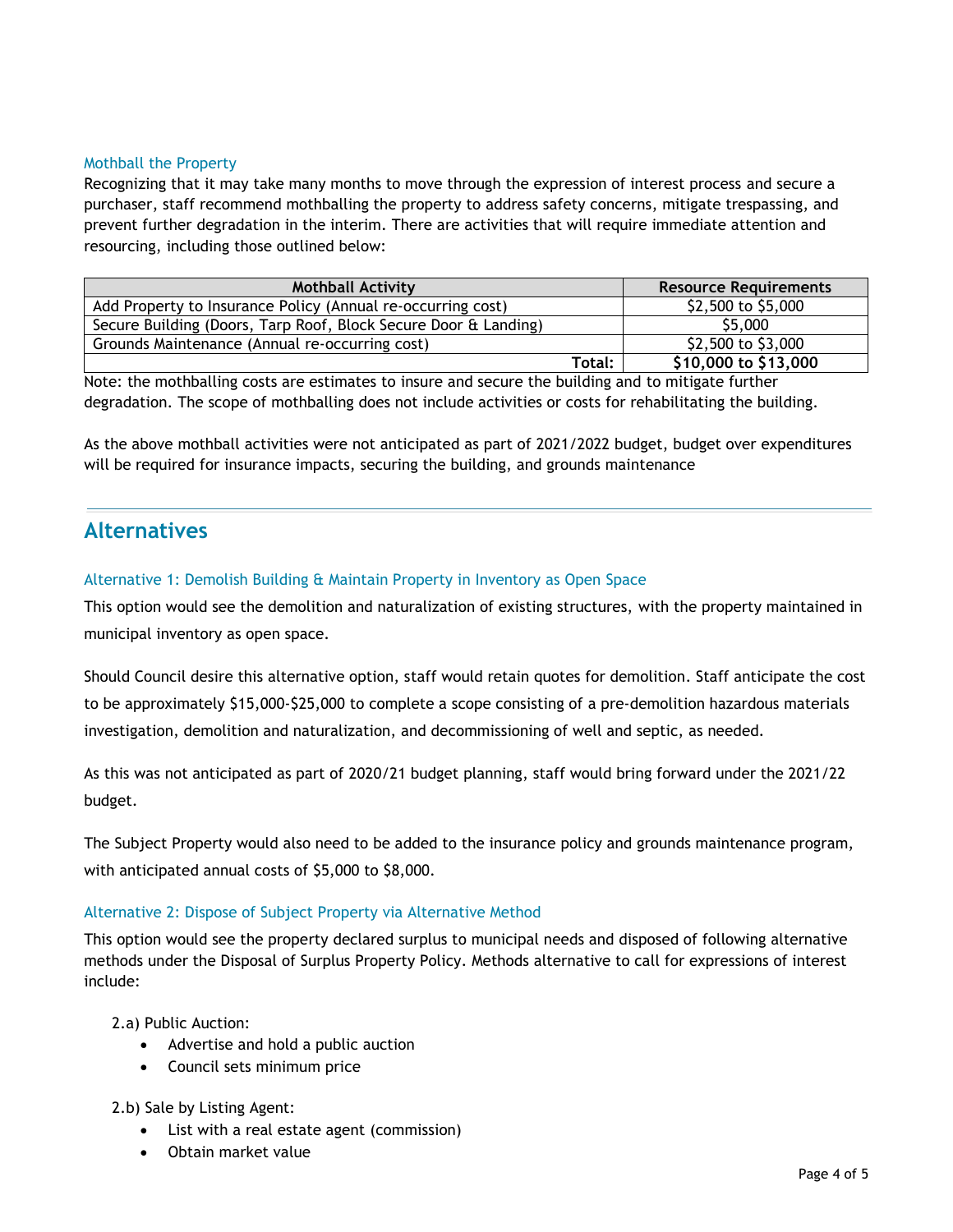### Mothball the Property

Recognizing that it may take many months to move through the expression of interest process and secure a purchaser, staff recommend mothballing the property to address safety concerns, mitigate trespassing, and prevent further degradation in the interim. There are activities that will require immediate attention and resourcing, including those outlined below:

| Mothball Activity | Resource Requirements |
|---|---|
| Add Property to Insurance Policy (Annual re-occurring cost) | $2,500 to $5,000 |
| Secure Building (Doors, Tarp Roof, Block Secure Door & Landing) | $5,000 |
| Grounds Maintenance (Annual re-occurring cost) | $2,500 to $3,000 |
| **Total:** | **$10,000 to $13,000** |

Note: the mothballing costs are estimates to insure and secure the building and to mitigate further degradation. The scope of mothballing does not include activities or costs for rehabilitating the building.

As the above mothball activities were not anticipated as part of 2021/2022 budget, budget over expenditures will be required for insurance impacts, securing the building, and grounds maintenance

## Alternatives

### Alternative 1: Demolish Building & Maintain Property in Inventory as Open Space

This option would see the demolition and naturalization of existing structures, with the property maintained in municipal inventory as open space.

Should Council desire this alternative option, staff would retain quotes for demolition. Staff anticipate the cost to be approximately $15,000-$25,000 to complete a scope consisting of a pre-demolition hazardous materials investigation, demolition and naturalization, and decommissioning of well and septic, as needed.

As this was not anticipated as part of 2020/21 budget planning, staff would bring forward under the 2021/22 budget.

The Subject Property would also need to be added to the insurance policy and grounds maintenance program, with anticipated annual costs of $5,000 to $8,000.

### Alternative 2: Dispose of Subject Property via Alternative Method

This option would see the property declared surplus to municipal needs and disposed of following alternative methods under the Disposal of Surplus Property Policy. Methods alternative to call for expressions of interest include:

2.a) Public Auction:

- Advertise and hold a public auction
- Council sets minimum price

2.b) Sale by Listing Agent:

- List with a real estate agent (commission)
- Obtain market value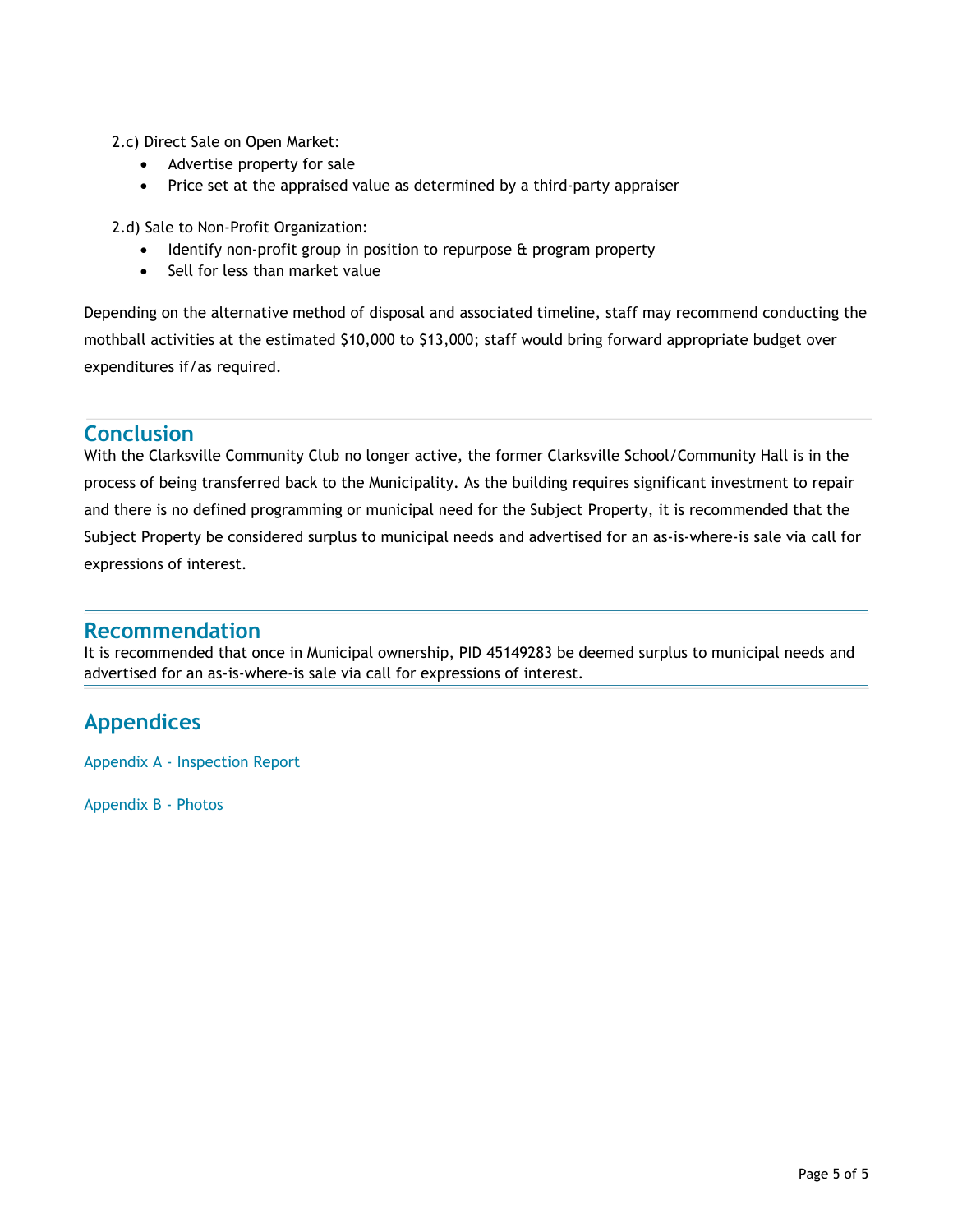2.c) Direct Sale on Open Market:

- Advertise property for sale
- Price set at the appraised value as determined by a third-party appraiser

2.d) Sale to Non-Profit Organization:

- Identify non-profit group in position to repurpose & program property
- Sell for less than market value

Depending on the alternative method of disposal and associated timeline, staff may recommend conducting the mothball activities at the estimated $10,000 to $13,000; staff would bring forward appropriate budget over expenditures if/as required.

## Conclusion

With the Clarksville Community Club no longer active, the former Clarksville School/Community Hall is in the process of being transferred back to the Municipality. As the building requires significant investment to repair and there is no defined programming or municipal need for the Subject Property, it is recommended that the Subject Property be considered surplus to municipal needs and advertised for an as-is-where-is sale via call for expressions of interest.

## Recommendation

It is recommended that once in Municipal ownership, PID 45149283 be deemed surplus to municipal needs and advertised for an as-is-where-is sale via call for expressions of interest.

## Appendices

Appendix A - Inspection Report

Appendix B - Photos